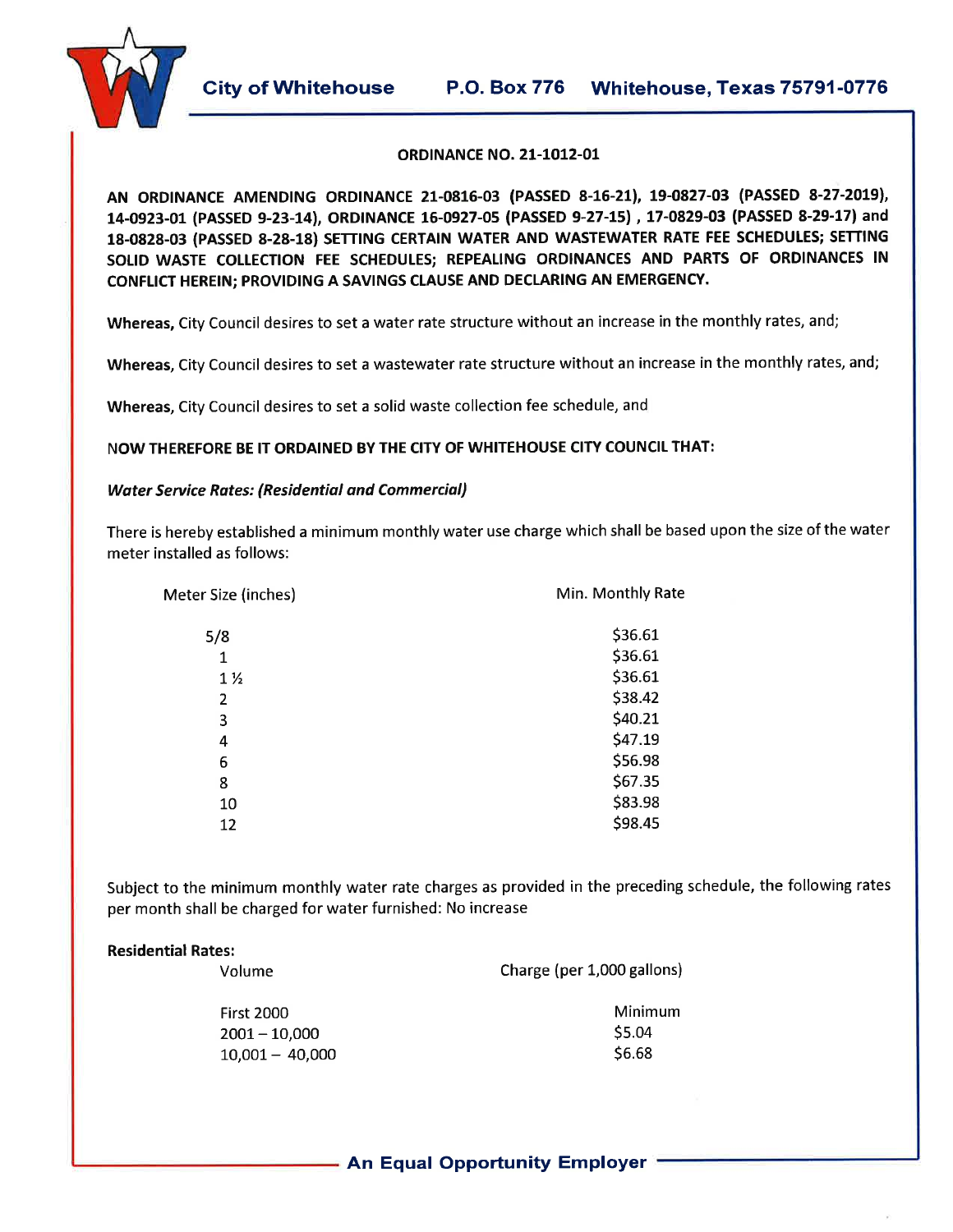City of Whitehouse P.O. Box 776 Whitehouse, Texas 75791-0776

**ORDINANCE NO. 21-1012-01**

**AN ORDINANCE AMENDING ORDINANCE 21-0816-03 (PASSED 8-16-21), 19-0827-03 (PASSED 8-27-2019), 14-0923-01 (PASSED 9-23-14), ORDINANCE 16-0927-05 (PASSED 9-27-15) , 17-0829-03 (PASSED 8-29-17) and 18-0828-03 (PASSED 8-28-18) SETTING CERTAIN WATER AND WASTEWATER RATE FEE SCHEDULES; SETTING SOLID WASTE COLLECTION FEE SCHEDULES; REPEALING ORDINANCES AND PARTS OF ORDINANCES IN CONFLICT HEREIN; PROVIDING A SAVINGS CLAUSE AND DECLARING AN EMERGENCY.**

**Whereas,** City Council desires to set a water rate structure without an increase in the monthly rates, and;

**Whereas,** City Council desires to set a wastewater rate structure without an increase in the monthly rates, and;

**Whereas,** City Council desires to set a solid waste collection fee schedule, and

**NOW THEREFORE BE IT ORDAINED BY THE CITY OF WHITEHOUSE CITY COUNCIL THAT:**

***Water Service Rates: (Residential and Commercial)***

There is hereby established a minimum monthly water use charge which shall be based upon the size of the water meter installed as follows:

| Meter Size (inches) | Min. Monthly Rate |
|---|---|
| 5/8 | $36.61 |
| 1 | $36.61 |
| 1 ½ | $36.61 |
| 2 | $38.42 |
| 3 | $40.21 |
| 4 | $47.19 |
| 6 | $56.98 |
| 8 | $67.35 |
| 10 | $83.98 |
| 12 | $98.45 |

Subject to the minimum monthly water rate charges as provided in the preceding schedule, the following rates per month shall be charged for water furnished: No increase

**Residential Rates:**

| Volume | Charge (per 1,000 gallons) |
|---|---|
| First 2000 | Minimum |
| 2001 – 10,000 | $5.04 |
| 10,001 – 40,000 | $6.68 |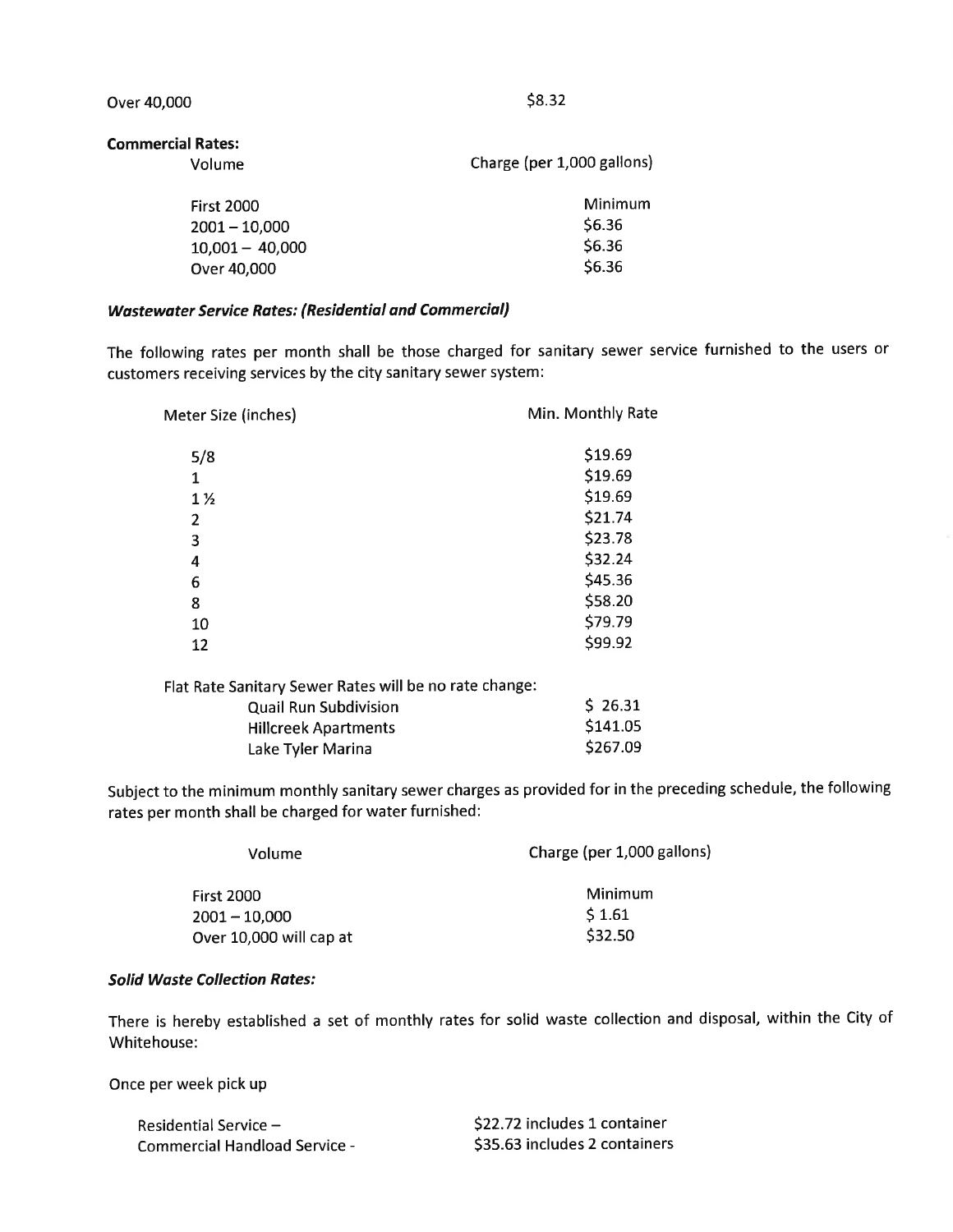| | |
|---|---|
| Over 40,000 | $8.32 |

**Commercial Rates:**

| Volume | Charge (per 1,000 gallons) |
|---|---|
| First 2000 | Minimum |
| 2001 – 10,000 | $6.36 |
| 10,001 – 40,000 | $6.36 |
| Over 40,000 | $6.36 |

***Wastewater Service Rates: (Residential and Commercial)***

The following rates per month shall be those charged for sanitary sewer service furnished to the users or customers receiving services by the city sanitary sewer system:

| Meter Size (inches) | Min. Monthly Rate |
|---|---|
| 5/8 | $19.69 |
| 1 | $19.69 |
| 1 ½ | $19.69 |
| 2 | $21.74 |
| 3 | $23.78 |
| 4 | $32.24 |
| 6 | $45.36 |
| 8 | $58.20 |
| 10 | $79.79 |
| 12 | $99.92 |

Flat Rate Sanitary Sewer Rates will be no rate change:

| | |
|---|---|
| Quail Run Subdivision | $ 26.31 |
| Hillcreek Apartments | $141.05 |
| Lake Tyler Marina | $267.09 |

Subject to the minimum monthly sanitary sewer charges as provided for in the preceding schedule, the following rates per month shall be charged for water furnished:

| Volume | Charge (per 1,000 gallons) |
|---|---|
| First 2000 | Minimum |
| 2001 – 10,000 | $ 1.61 |
| Over 10,000 will cap at | $32.50 |

***Solid Waste Collection Rates:***

There is hereby established a set of monthly rates for solid waste collection and disposal, within the City of Whitehouse:

Once per week pick up

| | |
|---|---|
| Residential Service – | $22.72 includes 1 container |
| Commercial Handload Service - | $35.63 includes 2 containers |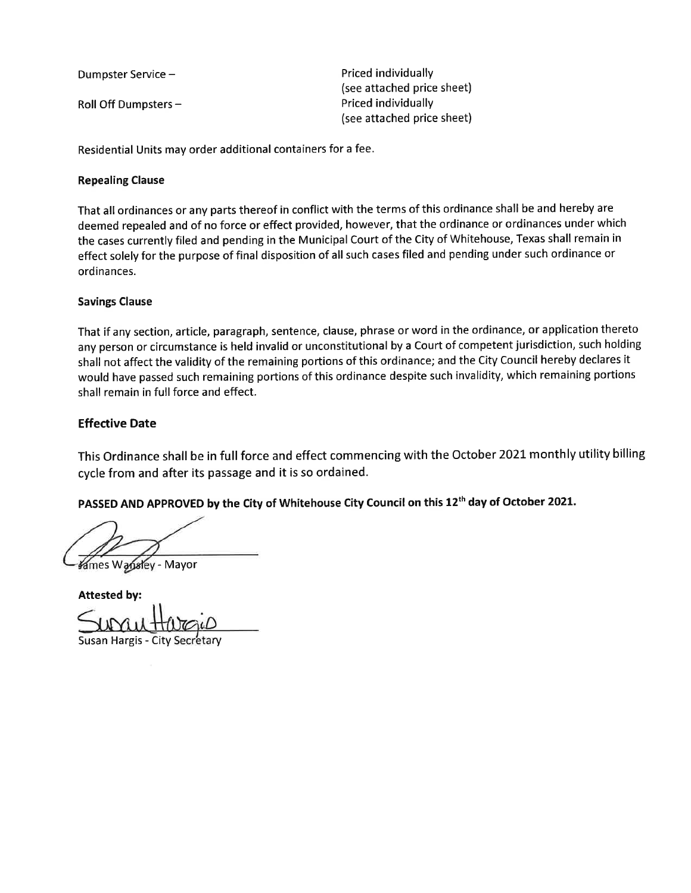| | |
|---|---|
| Dumpster Service – | Priced individually (see attached price sheet) |
| Roll Off Dumpsters – | Priced individually (see attached price sheet) |

Residential Units may order additional containers for a fee.

**Repealing Clause**

That all ordinances or any parts thereof in conflict with the terms of this ordinance shall be and hereby are deemed repealed and of no force or effect provided, however, that the ordinance or ordinances under which the cases currently filed and pending in the Municipal Court of the City of Whitehouse, Texas shall remain in effect solely for the purpose of final disposition of all such cases filed and pending under such ordinance or ordinances.

**Savings Clause**

That if any section, article, paragraph, sentence, clause, phrase or word in the ordinance, or application thereto any person or circumstance is held invalid or unconstitutional by a Court of competent jurisdiction, such holding shall not affect the validity of the remaining portions of this ordinance; and the City Council hereby declares it would have passed such remaining portions of this ordinance despite such invalidity, which remaining portions shall remain in full force and effect.

## Effective Date

This Ordinance shall be in full force and effect commencing with the October 2021 monthly utility billing cycle from and after its passage and it is so ordained.

**PASSED AND APPROVED by the City of Whitehouse City Council on this 12th day of October 2021.**

James Wansley - Mayor

**Attested by:**

Susan Hargis - City Secretary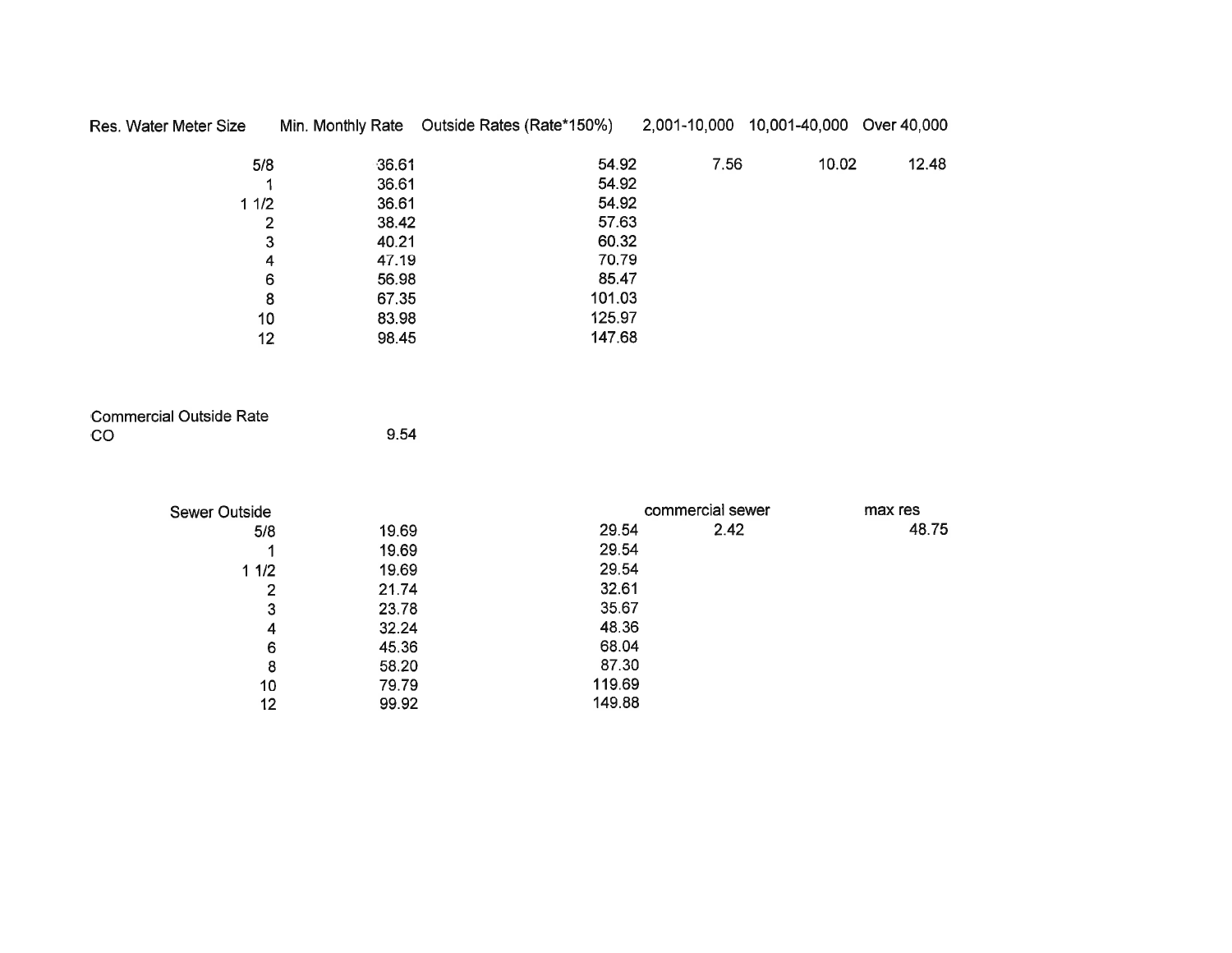| Res. Water Meter Size | Min. Monthly Rate | Outside Rates (Rate*150%) | 2,001-10,000 | 10,001-40,000 | Over 40,000 |
|---|---|---|---|---|---|
| 5/8 | 36.61 | 54.92 | 7.56 | 10.02 | 12.48 |
| 1 | 36.61 | 54.92 | | | |
| 1 1/2 | 36.61 | 54.92 | | | |
| 2 | 38.42 | 57.63 | | | |
| 3 | 40.21 | 60.32 | | | |
| 4 | 47.19 | 70.79 | | | |
| 6 | 56.98 | 85.47 | | | |
| 8 | 67.35 | 101.03 | | | |
| 10 | 83.98 | 125.97 | | | |
| 12 | 98.45 | 147.68 | | | |

| Commercial Outside Rate | |
|---|---|
| CO | 9.54 |

| Sewer Outside | | | commercial sewer | max res |
|---|---|---|---|---|
| 5/8 | 19.69 | 29.54 | 2.42 | 48.75 |
| 1 | 19.69 | 29.54 | | |
| 1 1/2 | 19.69 | 29.54 | | |
| 2 | 21.74 | 32.61 | | |
| 3 | 23.78 | 35.67 | | |
| 4 | 32.24 | 48.36 | | |
| 6 | 45.36 | 68.04 | | |
| 8 | 58.20 | 87.30 | | |
| 10 | 79.79 | 119.69 | | |
| 12 | 99.92 | 149.88 | | |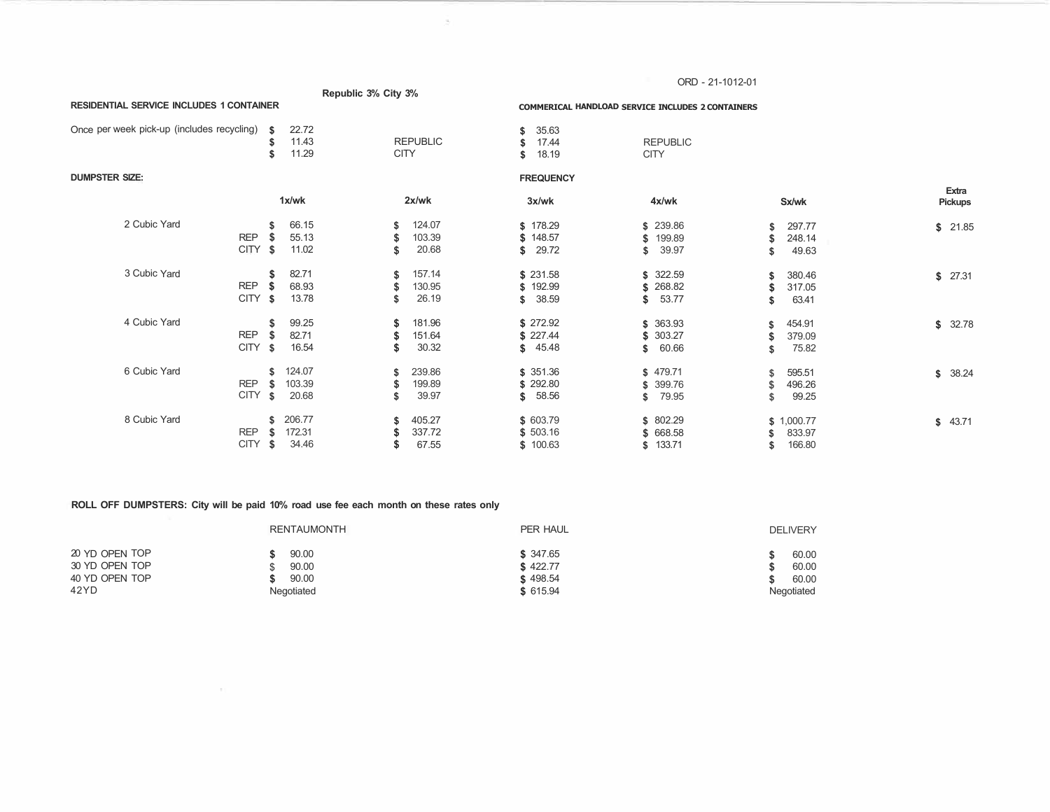ORD - 21-1012-01

Republic 3% City 3%

**RESIDENTIAL SERVICE INCLUDES 1 CONTAINER**

| | | | | |
|---|---|---|---|---|
| Once per week pick-up (includes recycling) | $ 22.72 | | | |
| | $ 11.43 | REPUBLIC | | |
| | $ 11.29 | CITY | | |

**COMMERICAL HANDLOAD SERVICE INCLUDES 2 CONTAINERS**

| | |
|---|---|
| $ 35.63 | |
| $ 17.44 | REPUBLIC |
| $ 18.19 | CITY |

**DUMPSTER SIZE:**

**FREQUENCY**

| | | 1x/wk | 2x/wk | 3x/wk | 4x/wk | 5x/wk | Extra Pickups |
|---|---|---|---|---|---|---|---|
| 2 Cubic Yard | | $ 66.15 | $ 124.07 | $ 178.29 | $ 239.86 | $ 297.77 | $ 21.85 |
| | REP | $ 55.13 | $ 103.39 | $ 148.57 | $ 199.89 | $ 248.14 | |
| | CITY | $ 11.02 | $ 20.68 | $ 29.72 | $ 39.97 | $ 49.63 | |
| 3 Cubic Yard | | $ 82.71 | $ 157.14 | $ 231.58 | $ 322.59 | $ 380.46 | $ 27.31 |
| | REP | $ 68.93 | $ 130.95 | $ 192.99 | $ 268.82 | $ 317.05 | |
| | CITY | $ 13.78 | $ 26.19 | $ 38.59 | $ 53.77 | $ 63.41 | |
| 4 Cubic Yard | | $ 99.25 | $ 181.96 | $ 272.92 | $ 363.93 | $ 454.91 | $ 32.78 |
| | REP | $ 82.71 | $ 151.64 | $ 227.44 | $ 303.27 | $ 379.09 | |
| | CITY | $ 16.54 | $ 30.32 | $ 45.48 | $ 60.66 | $ 75.82 | |
| 6 Cubic Yard | | $ 124.07 | $ 239.86 | $ 351.36 | $ 479.71 | $ 595.51 | $ 38.24 |
| | REP | $ 103.39 | $ 199.89 | $ 292.80 | $ 399.76 | $ 496.26 | |
| | CITY | $ 20.68 | $ 39.97 | $ 58.56 | $ 79.95 | $ 99.25 | |
| 8 Cubic Yard | | $ 206.77 | $ 405.27 | $ 603.79 | $ 802.29 | $ 1,000.77 | $ 43.71 |
| | REP | $ 172.31 | $ 337.72 | $ 503.16 | $ 668.58 | $ 833.97 | |
| | CITY | $ 34.46 | $ 67.55 | $ 100.63 | $ 133.71 | $ 166.80 | |

**ROLL OFF DUMPSTERS: City will be paid 10% road use fee each month on these rates only**

| | RENTAUMONTH | PER HAUL | DELIVERY |
|---|---|---|---|
| 20 YD OPEN TOP | $ 90.00 | $ 347.65 | $ 60.00 |
| 30 YD OPEN TOP | $ 90.00 | $ 422.77 | $ 60.00 |
| 40 YD OPEN TOP | $ 90.00 | $ 498.54 | $ 60.00 |
| 42YD | Negotiated | $ 615.94 | Negotiated |